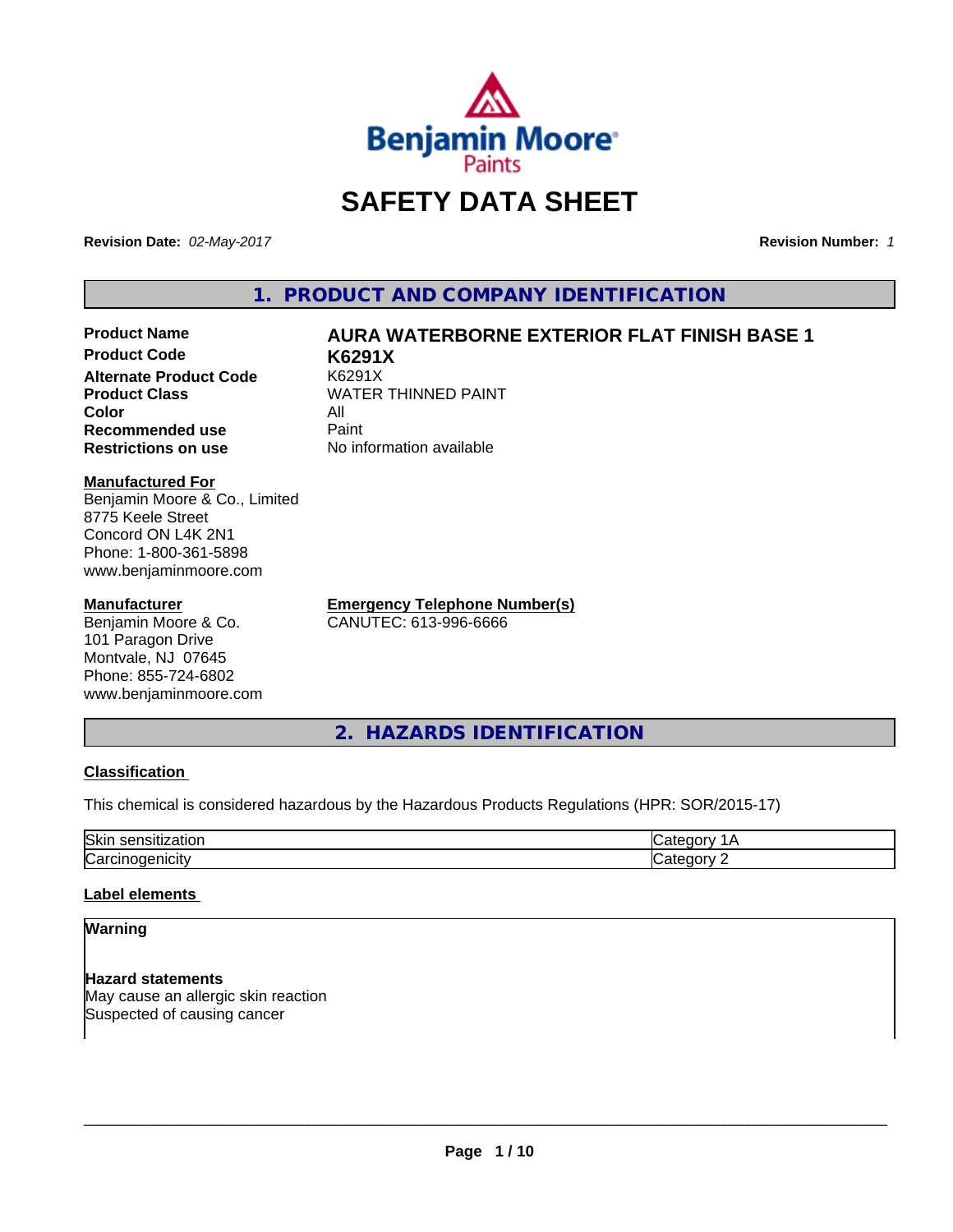# SAFETY DATA SHEET

**Revision Date:** *02-May-2017*

**Revision Number:** *1*

## 1. PRODUCT AND COMPANY IDENTIFICATION

| | |
|---|---|
| **Product Name** | **AURA WATERBORNE EXTERIOR FLAT FINISH BASE 1** |
| **Product Code** | **K6291X** |
| **Alternate Product Code** | K6291X |
| **Product Class** | WATER THINNED PAINT |
| **Color** | All |
| **Recommended use** | Paint |
| **Restrictions on use** | No information available |

**Manufactured For**
Benjamin Moore & Co., Limited
8775 Keele Street
Concord ON L4K 2N1
Phone: 1-800-361-5898
www.benjaminmoore.com

**Manufacturer**
Benjamin Moore & Co.
101 Paragon Drive
Montvale, NJ 07645
Phone: 855-724-6802
www.benjaminmoore.com

**Emergency Telephone Number(s)**
CANUTEC: 613-996-6666

## 2. HAZARDS IDENTIFICATION

**Classification**

This chemical is considered hazardous by the Hazardous Products Regulations (HPR: SOR/2015-17)

| | |
|---|---|
| Skin sensitization | Category 1A |
| Carcinogenicity | Category 2 |

**Label elements**

**Warning**

**Hazard statements**
May cause an allergic skin reaction
Suspected of causing cancer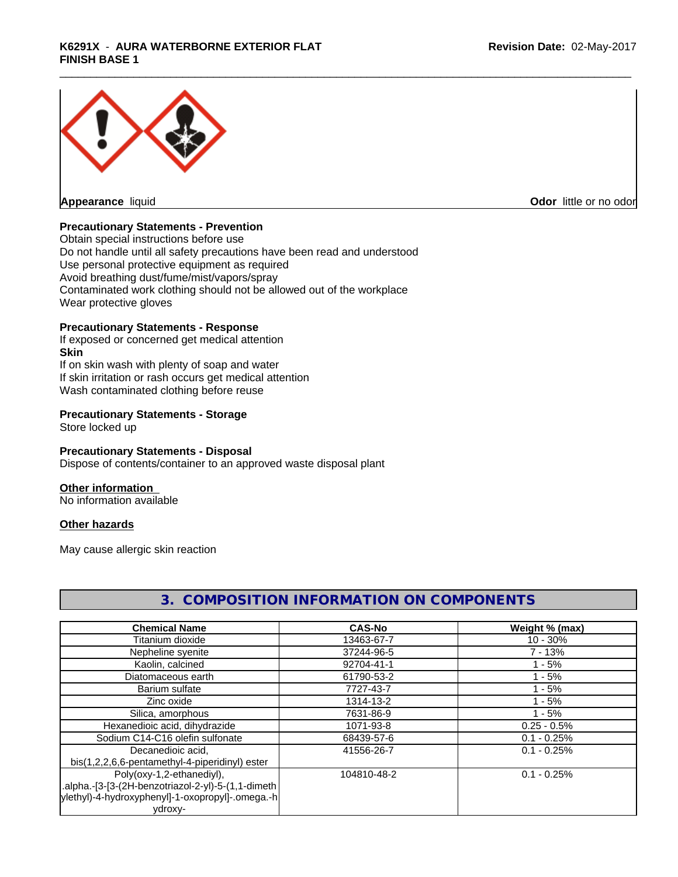**Appearance** liquid

**Odor** little or no odor

**Precautionary Statements - Prevention**

Obtain special instructions before use
Do not handle until all safety precautions have been read and understood
Use personal protective equipment as required
Avoid breathing dust/fume/mist/vapors/spray
Contaminated work clothing should not be allowed out of the workplace
Wear protective gloves

**Precautionary Statements - Response**

If exposed or concerned get medical attention

**Skin**

If on skin wash with plenty of soap and water
If skin irritation or rash occurs get medical attention
Wash contaminated clothing before reuse

**Precautionary Statements - Storage**

Store locked up

**Precautionary Statements - Disposal**

Dispose of contents/container to an approved waste disposal plant

**Other information**

No information available

**Other hazards**

May cause allergic skin reaction

## 3. COMPOSITION INFORMATION ON COMPONENTS

| Chemical Name | CAS-No | Weight % (max) |
|---|---|---|
| Titanium dioxide | 13463-67-7 | 10 - 30% |
| Nepheline syenite | 37244-96-5 | 7 - 13% |
| Kaolin, calcined | 92704-41-1 | 1 - 5% |
| Diatomaceous earth | 61790-53-2 | 1 - 5% |
| Barium sulfate | 7727-43-7 | 1 - 5% |
| Zinc oxide | 1314-13-2 | 1 - 5% |
| Silica, amorphous | 7631-86-9 | 1 - 5% |
| Hexanedioic acid, dihydrazide | 1071-93-8 | 0.25 - 0.5% |
| Sodium C14-C16 olefin sulfonate | 68439-57-6 | 0.1 - 0.25% |
| Decanedioic acid, bis(1,2,2,6,6-pentamethyl-4-piperidinyl) ester | 41556-26-7 | 0.1 - 0.25% |
| Poly(oxy-1,2-ethanediyl), .alpha.-[3-[3-(2H-benzotriazol-2-yl)-5-(1,1-dimethylethyl)-4-hydroxyphenyl]-1-oxopropyl]-.omega.-hydroxy- | 104810-48-2 | 0.1 - 0.25% |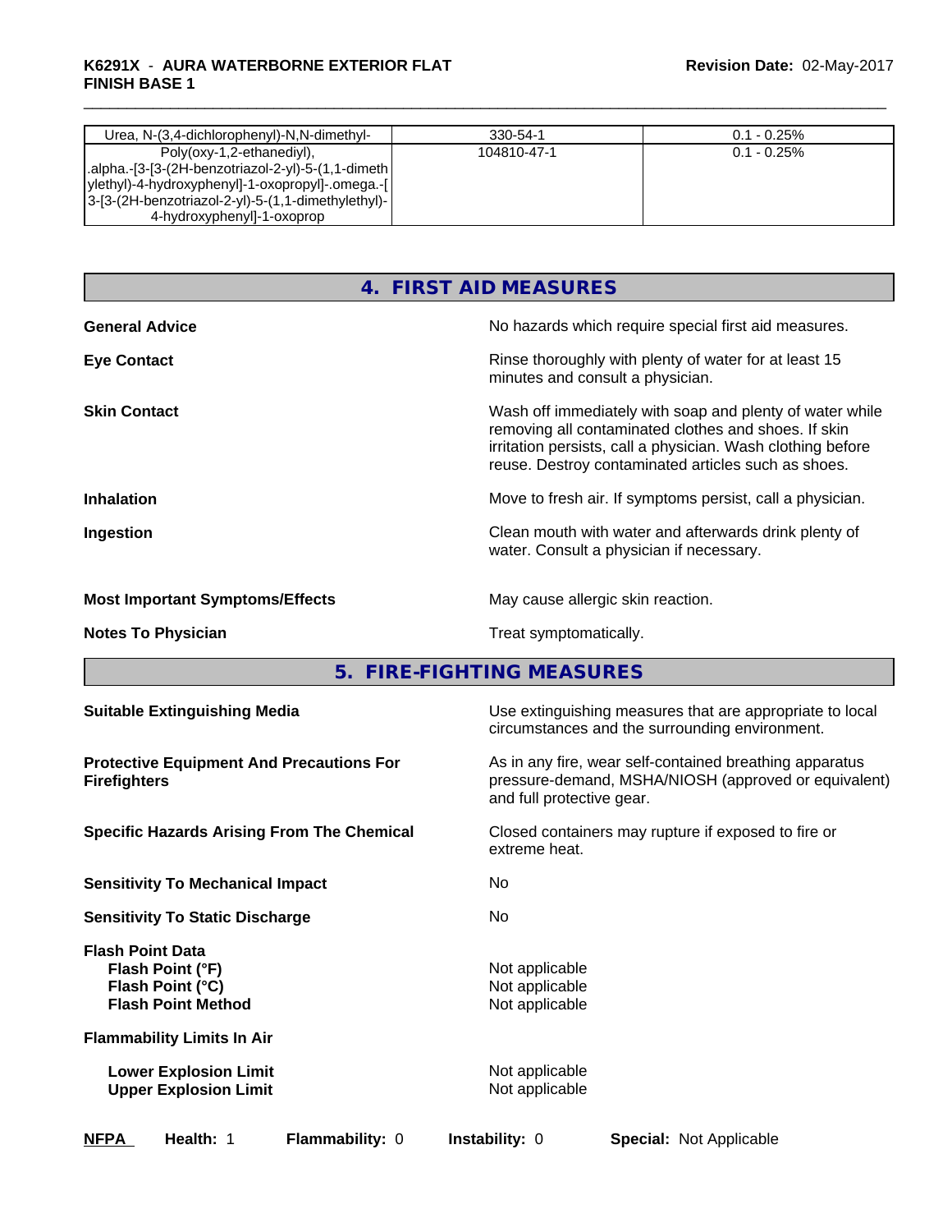| Urea, N-(3,4-dichlorophenyl)-N,N-dimethyl- | 330-54-1 | 0.1 - 0.25% |
|---|---|---|
| Poly(oxy-1,2-ethanediyl), .alpha.-[3-[3-(2H-benzotriazol-2-yl)-5-(1,1-dimethylethyl)-4-hydroxyphenyl]-1-oxopropyl]-.omega.-[3-[3-(2H-benzotriazol-2-yl)-5-(1,1-dimethylethyl)-4-hydroxyphenyl]-1-oxoprop | 104810-47-1 | 0.1 - 0.25% |

## 4. FIRST AID MEASURES

**General Advice** — No hazards which require special first aid measures.

**Eye Contact** — Rinse thoroughly with plenty of water for at least 15 minutes and consult a physician.

**Skin Contact** — Wash off immediately with soap and plenty of water while removing all contaminated clothes and shoes. If skin irritation persists, call a physician. Wash clothing before reuse. Destroy contaminated articles such as shoes.

**Inhalation** — Move to fresh air. If symptoms persist, call a physician.

**Ingestion** — Clean mouth with water and afterwards drink plenty of water. Consult a physician if necessary.

**Most Important Symptoms/Effects** — May cause allergic skin reaction.

**Notes To Physician** — Treat symptomatically.

## 5. FIRE-FIGHTING MEASURES

**Suitable Extinguishing Media** — Use extinguishing measures that are appropriate to local circumstances and the surrounding environment.

**Protective Equipment And Precautions For Firefighters** — As in any fire, wear self-contained breathing apparatus pressure-demand, MSHA/NIOSH (approved or equivalent) and full protective gear.

**Specific Hazards Arising From The Chemical** — Closed containers may rupture if exposed to fire or extreme heat.

**Sensitivity To Mechanical Impact** — No

**Sensitivity To Static Discharge** — No

**Flash Point Data**
- **Flash Point (°F)** — Not applicable
- **Flash Point (°C)** — Not applicable
- **Flash Point Method** — Not applicable

**Flammability Limits In Air**
- **Lower Explosion Limit** — Not applicable
- **Upper Explosion Limit** — Not applicable

**NFPA** **Health:** 1 **Flammability:** 0 **Instability:** 0 **Special:** Not Applicable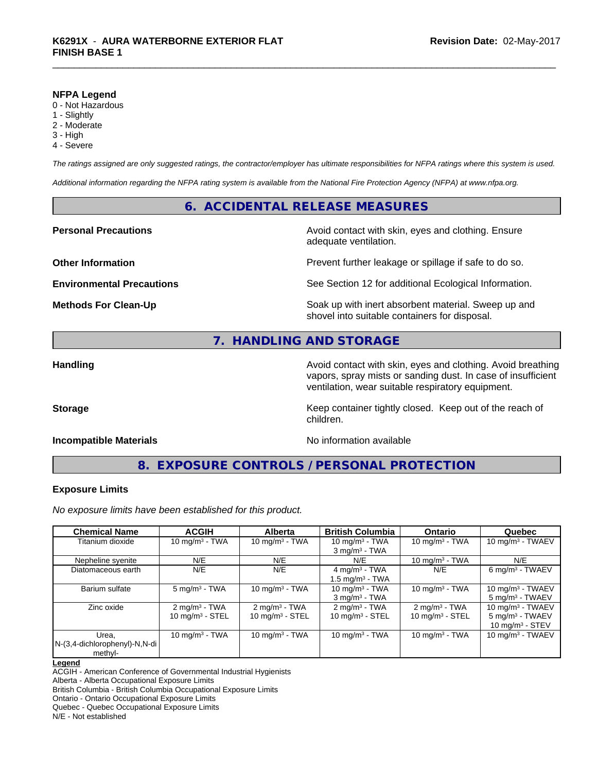### NFPA Legend

0 - Not Hazardous
1 - Slightly
2 - Moderate
3 - High
4 - Severe

*The ratings assigned are only suggested ratings, the contractor/employer has ultimate responsibilities for NFPA ratings where this system is used.*

*Additional information regarding the NFPA rating system is available from the National Fire Protection Agency (NFPA) at www.nfpa.org.*

## 6. ACCIDENTAL RELEASE MEASURES

**Personal Precautions** — Avoid contact with skin, eyes and clothing. Ensure adequate ventilation.

**Other Information** — Prevent further leakage or spillage if safe to do so.

**Environmental Precautions** — See Section 12 for additional Ecological Information.

**Methods For Clean-Up** — Soak up with inert absorbent material. Sweep up and shovel into suitable containers for disposal.

## 7. HANDLING AND STORAGE

**Handling** — Avoid contact with skin, eyes and clothing. Avoid breathing vapors, spray mists or sanding dust. In case of insufficient ventilation, wear suitable respiratory equipment.

**Storage** — Keep container tightly closed. Keep out of the reach of children.

**Incompatible Materials** — No information available

## 8. EXPOSURE CONTROLS / PERSONAL PROTECTION

### Exposure Limits

*No exposure limits have been established for this product.*

| Chemical Name | ACGIH | Alberta | British Columbia | Ontario | Quebec |
|---|---|---|---|---|---|
| Titanium dioxide | 10 mg/m³ - TWA | 10 mg/m³ - TWA | 10 mg/m³ - TWA<br>3 mg/m³ - TWA | 10 mg/m³ - TWA | 10 mg/m³ - TWAEV |
| Nepheline syenite | N/E | N/E | N/E | 10 mg/m³ - TWA | N/E |
| Diatomaceous earth | N/E | N/E | 4 mg/m³ - TWA<br>1.5 mg/m³ - TWA | N/E | 6 mg/m³ - TWAEV |
| Barium sulfate | 5 mg/m³ - TWA | 10 mg/m³ - TWA | 10 mg/m³ - TWA<br>3 mg/m³ - TWA | 10 mg/m³ - TWA | 10 mg/m³ - TWAEV<br>5 mg/m³ - TWAEV |
| Zinc oxide | 2 mg/m³ - TWA<br>10 mg/m³ - STEL | 2 mg/m³ - TWA<br>10 mg/m³ - STEL | 2 mg/m³ - TWA<br>10 mg/m³ - STEL | 2 mg/m³ - TWA<br>10 mg/m³ - STEL | 10 mg/m³ - TWAEV<br>5 mg/m³ - TWAEV<br>10 mg/m³ - STEV |
| Urea, N-(3,4-dichlorophenyl)-N,N-dimethyl- | 10 mg/m³ - TWA | 10 mg/m³ - TWA | 10 mg/m³ - TWA | 10 mg/m³ - TWA | 10 mg/m³ - TWAEV |

**Legend**
ACGIH - American Conference of Governmental Industrial Hygienists
Alberta - Alberta Occupational Exposure Limits
British Columbia - British Columbia Occupational Exposure Limits
Ontario - Ontario Occupational Exposure Limits
Quebec - Quebec Occupational Exposure Limits
N/E - Not established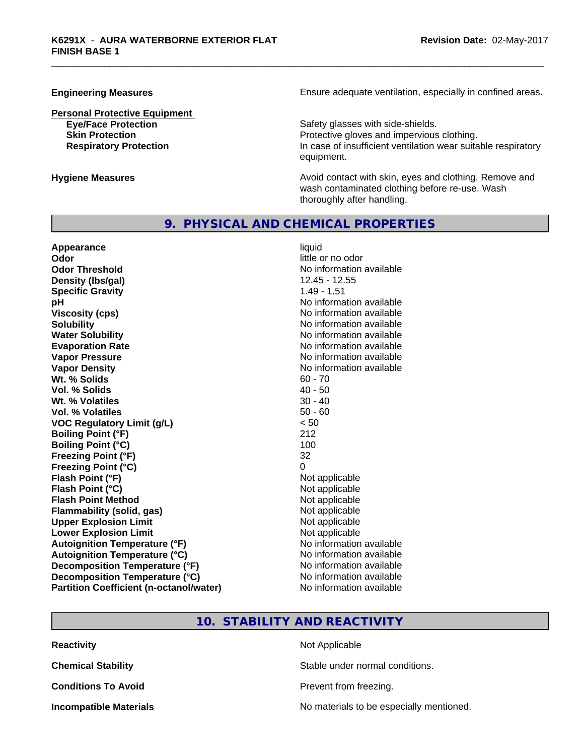**Engineering Measures** Ensure adequate ventilation, especially in confined areas.

**Personal Protective Equipment**

| | |
|---|---|
| **Eye/Face Protection** | Safety glasses with side-shields. |
| **Skin Protection** | Protective gloves and impervious clothing. |
| **Respiratory Protection** | In case of insufficient ventilation wear suitable respiratory equipment. |

**Hygiene Measures** Avoid contact with skin, eyes and clothing. Remove and wash contaminated clothing before re-use. Wash thoroughly after handling.

## 9. PHYSICAL AND CHEMICAL PROPERTIES

| | |
|---|---|
| **Appearance** | liquid |
| **Odor** | little or no odor |
| **Odor Threshold** | No information available |
| **Density (lbs/gal)** | 12.45 - 12.55 |
| **Specific Gravity** | 1.49 - 1.51 |
| **pH** | No information available |
| **Viscosity (cps)** | No information available |
| **Solubility** | No information available |
| **Water Solubility** | No information available |
| **Evaporation Rate** | No information available |
| **Vapor Pressure** | No information available |
| **Vapor Density** | No information available |
| **Wt. % Solids** | 60 - 70 |
| **Vol. % Solids** | 40 - 50 |
| **Wt. % Volatiles** | 30 - 40 |
| **Vol. % Volatiles** | 50 - 60 |
| **VOC Regulatory Limit (g/L)** | < 50 |
| **Boiling Point (°F)** | 212 |
| **Boiling Point (°C)** | 100 |
| **Freezing Point (°F)** | 32 |
| **Freezing Point (°C)** | 0 |
| **Flash Point (°F)** | Not applicable |
| **Flash Point (°C)** | Not applicable |
| **Flash Point Method** | Not applicable |
| **Flammability (solid, gas)** | Not applicable |
| **Upper Explosion Limit** | Not applicable |
| **Lower Explosion Limit** | Not applicable |
| **Autoignition Temperature (°F)** | No information available |
| **Autoignition Temperature (°C)** | No information available |
| **Decomposition Temperature (°F)** | No information available |
| **Decomposition Temperature (°C)** | No information available |
| **Partition Coefficient (n-octanol/water)** | No information available |

## 10. STABILITY AND REACTIVITY

| | |
|---|---|
| **Reactivity** | Not Applicable |
| **Chemical Stability** | Stable under normal conditions. |
| **Conditions To Avoid** | Prevent from freezing. |
| **Incompatible Materials** | No materials to be especially mentioned. |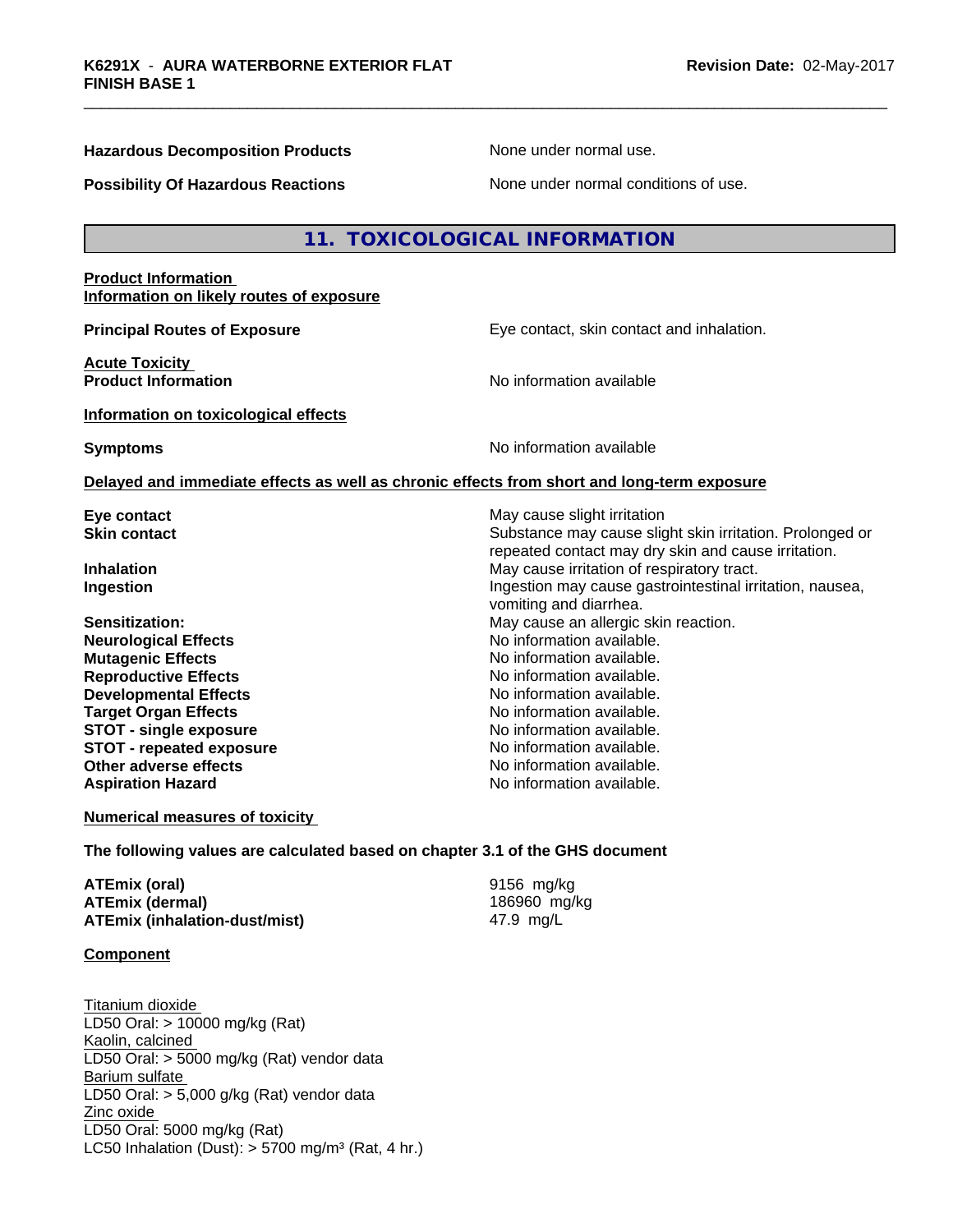**Hazardous Decomposition Products** None under normal use.

**Possibility Of Hazardous Reactions** None under normal conditions of use.

## 11. TOXICOLOGICAL INFORMATION

**Product Information**
**Information on likely routes of exposure**

**Principal Routes of Exposure** Eye contact, skin contact and inhalation.

**Acute Toxicity**
**Product Information** No information available

**Information on toxicological effects**

**Symptoms** No information available

**Delayed and immediate effects as well as chronic effects from short and long-term exposure**

| | |
|---|---|
| **Eye contact** | May cause slight irritation |
| **Skin contact** | Substance may cause slight skin irritation. Prolonged or repeated contact may dry skin and cause irritation. |
| **Inhalation** | May cause irritation of respiratory tract. |
| **Ingestion** | Ingestion may cause gastrointestinal irritation, nausea, vomiting and diarrhea. |
| **Sensitization:** | May cause an allergic skin reaction. |
| **Neurological Effects** | No information available. |
| **Mutagenic Effects** | No information available. |
| **Reproductive Effects** | No information available. |
| **Developmental Effects** | No information available. |
| **Target Organ Effects** | No information available. |
| **STOT - single exposure** | No information available. |
| **STOT - repeated exposure** | No information available. |
| **Other adverse effects** | No information available. |
| **Aspiration Hazard** | No information available. |

**Numerical measures of toxicity**

**The following values are calculated based on chapter 3.1 of the GHS document**

| | |
|---|---|
| **ATEmix (oral)** | 9156 mg/kg |
| **ATEmix (dermal)** | 186960 mg/kg |
| **ATEmix (inhalation-dust/mist)** | 47.9 mg/L |

**Component**

Titanium dioxide
LD50 Oral: > 10000 mg/kg (Rat)
Kaolin, calcined
LD50 Oral: > 5000 mg/kg (Rat) vendor data
Barium sulfate
LD50 Oral: > 5,000 g/kg (Rat) vendor data
Zinc oxide
LD50 Oral: 5000 mg/kg (Rat)
LC50 Inhalation (Dust): > 5700 mg/m³ (Rat, 4 hr.)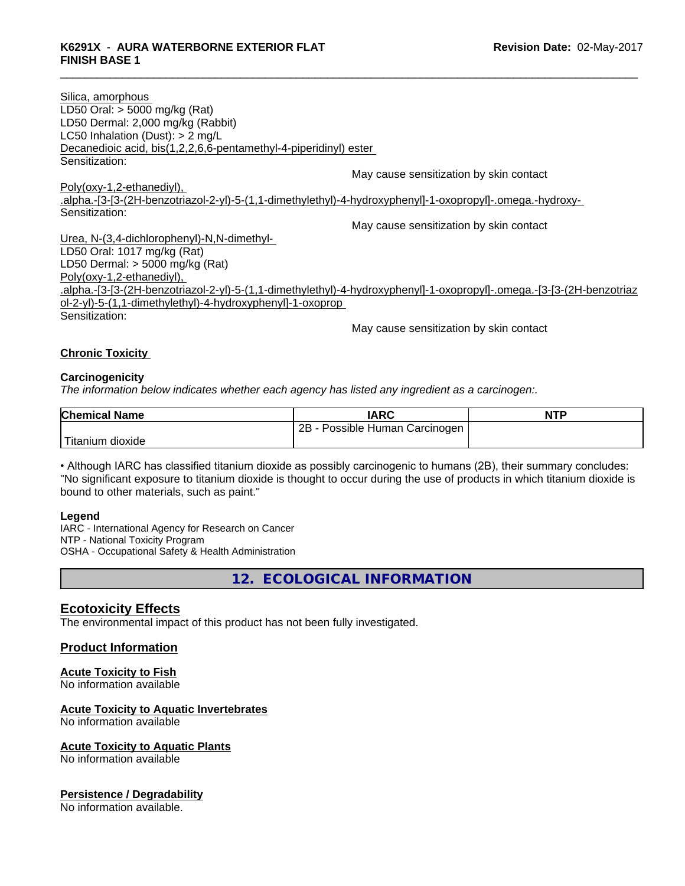Silica, amorphous
LD50 Oral: > 5000 mg/kg (Rat)
LD50 Dermal: 2,000 mg/kg (Rabbit)
LC50 Inhalation (Dust): > 2 mg/L
Decanedioic acid, bis(1,2,2,6,6-pentamethyl-4-piperidinyl) ester
Sensitization:
May cause sensitization by skin contact
Poly(oxy-1,2-ethanediyl), .alpha.-[3-[3-(2H-benzotriazol-2-yl)-5-(1,1-dimethylethyl)-4-hydroxyphenyl]-1-oxopropyl]-.omega.-hydroxy-
Sensitization:
May cause sensitization by skin contact
Urea, N-(3,4-dichlorophenyl)-N,N-dimethyl-
LD50 Oral: 1017 mg/kg (Rat)
LD50 Dermal: > 5000 mg/kg (Rat)
Poly(oxy-1,2-ethanediyl), .alpha.-[3-[3-(2H-benzotriazol-2-yl)-5-(1,1-dimethylethyl)-4-hydroxyphenyl]-1-oxopropyl]-.omega.-[3-[3-(2H-benzotriazol-2-yl)-5-(1,1-dimethylethyl)-4-hydroxyphenyl]-1-oxoprop
Sensitization:
May cause sensitization by skin contact

**Chronic Toxicity**

**Carcinogenicity**

*The information below indicates whether each agency has listed any ingredient as a carcinogen:.*

| Chemical Name | IARC | NTP |
|---|---|---|
| Titanium dioxide | 2B - Possible Human Carcinogen | |

• Although IARC has classified titanium dioxide as possibly carcinogenic to humans (2B), their summary concludes: "No significant exposure to titanium dioxide is thought to occur during the use of products in which titanium dioxide is bound to other materials, such as paint."

**Legend**

IARC - International Agency for Research on Cancer
NTP - National Toxicity Program
OSHA - Occupational Safety & Health Administration

## 12. ECOLOGICAL INFORMATION

### Ecotoxicity Effects

The environmental impact of this product has not been fully investigated.

### Product Information

**Acute Toxicity to Fish**
No information available

**Acute Toxicity to Aquatic Invertebrates**
No information available

**Acute Toxicity to Aquatic Plants**
No information available

**Persistence / Degradability**
No information available.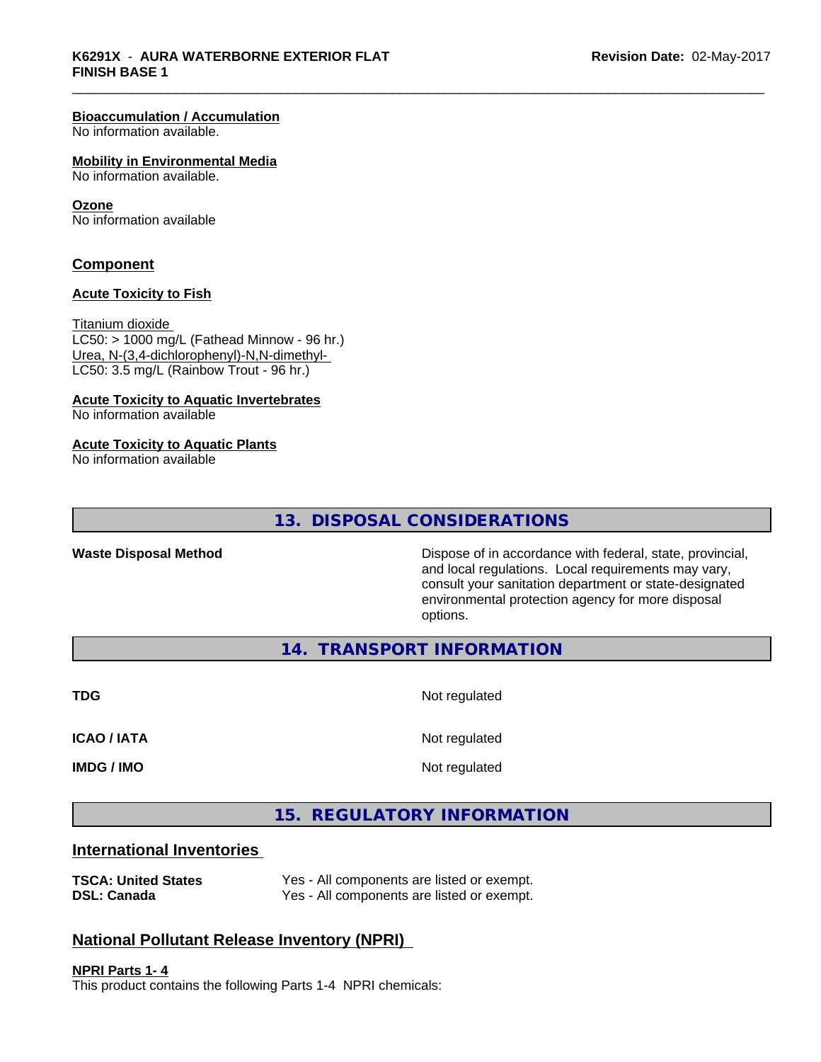#### Bioaccumulation / Accumulation
No information available.

#### Mobility in Environmental Media
No information available.

#### Ozone
No information available

### Component

#### Acute Toxicity to Fish

Titanium dioxide
LC50: > 1000 mg/L (Fathead Minnow - 96 hr.)
Urea, N-(3,4-dichlorophenyl)-N,N-dimethyl-
LC50: 3.5 mg/L (Rainbow Trout - 96 hr.)

#### Acute Toxicity to Aquatic Invertebrates
No information available

#### Acute Toxicity to Aquatic Plants
No information available

## 13. DISPOSAL CONSIDERATIONS

| | |
|---|---|
| **Waste Disposal Method** | Dispose of in accordance with federal, state, provincial, and local regulations. Local requirements may vary, consult your sanitation department or state-designated environmental protection agency for more disposal options. |

## 14. TRANSPORT INFORMATION

| | |
|---|---|
| **TDG** | Not regulated |
| **ICAO / IATA** | Not regulated |
| **IMDG / IMO** | Not regulated |

## 15. REGULATORY INFORMATION

### International Inventories

| | |
|---|---|
| **TSCA: United States** | Yes - All components are listed or exempt. |
| **DSL: Canada** | Yes - All components are listed or exempt. |

### National Pollutant Release Inventory (NPRI)

#### NPRI Parts 1- 4
This product contains the following Parts 1-4 NPRI chemicals: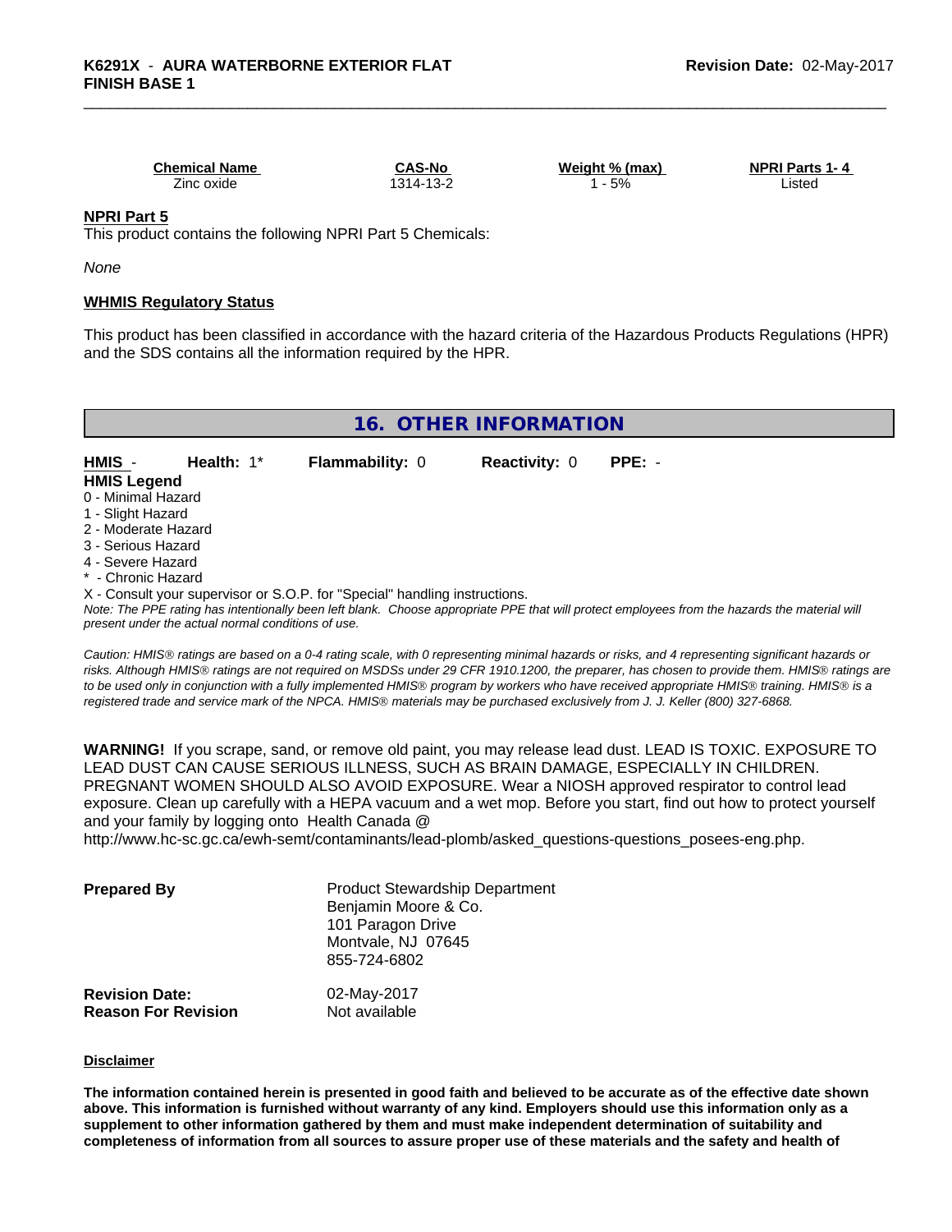| Chemical Name | CAS-No | Weight % (max) | NPRI Parts 1- 4 |
|---|---|---|---|
| Zinc oxide | 1314-13-2 | 1 - 5% | Listed |

**NPRI Part 5**

This product contains the following NPRI Part 5 Chemicals:

*None*

**WHMIS Regulatory Status**

This product has been classified in accordance with the hazard criteria of the Hazardous Products Regulations (HPR) and the SDS contains all the information required by the HPR.

## 16. OTHER INFORMATION

**HMIS** - **Health:** 1* **Flammability:** 0 **Reactivity:** 0 **PPE:** -

**HMIS Legend**

0 - Minimal Hazard
1 - Slight Hazard
2 - Moderate Hazard
3 - Serious Hazard
4 - Severe Hazard
* - Chronic Hazard
X - Consult your supervisor or S.O.P. for "Special" handling instructions.

*Note: The PPE rating has intentionally been left blank. Choose appropriate PPE that will protect employees from the hazards the material will present under the actual normal conditions of use.*

*Caution: HMIS® ratings are based on a 0-4 rating scale, with 0 representing minimal hazards or risks, and 4 representing significant hazards or risks. Although HMIS® ratings are not required on MSDSs under 29 CFR 1910.1200, the preparer, has chosen to provide them. HMIS® ratings are to be used only in conjunction with a fully implemented HMIS® program by workers who have received appropriate HMIS® training. HMIS® is a registered trade and service mark of the NPCA. HMIS® materials may be purchased exclusively from J. J. Keller (800) 327-6868.*

**WARNING!** If you scrape, sand, or remove old paint, you may release lead dust. LEAD IS TOXIC. EXPOSURE TO LEAD DUST CAN CAUSE SERIOUS ILLNESS, SUCH AS BRAIN DAMAGE, ESPECIALLY IN CHILDREN. PREGNANT WOMEN SHOULD ALSO AVOID EXPOSURE. Wear a NIOSH approved respirator to control lead exposure. Clean up carefully with a HEPA vacuum and a wet mop. Before you start, find out how to protect yourself and your family by logging onto Health Canada @ http://www.hc-sc.gc.ca/ewh-semt/contaminants/lead-plomb/asked_questions-questions_posees-eng.php.

**Prepared By**
Product Stewardship Department
Benjamin Moore & Co.
101 Paragon Drive
Montvale, NJ 07645
855-724-6802

**Revision Date:** 02-May-2017
**Reason For Revision** Not available

**Disclaimer**

**The information contained herein is presented in good faith and believed to be accurate as of the effective date shown above. This information is furnished without warranty of any kind. Employers should use this information only as a supplement to other information gathered by them and must make independent determination of suitability and completeness of information from all sources to assure proper use of these materials and the safety and health of**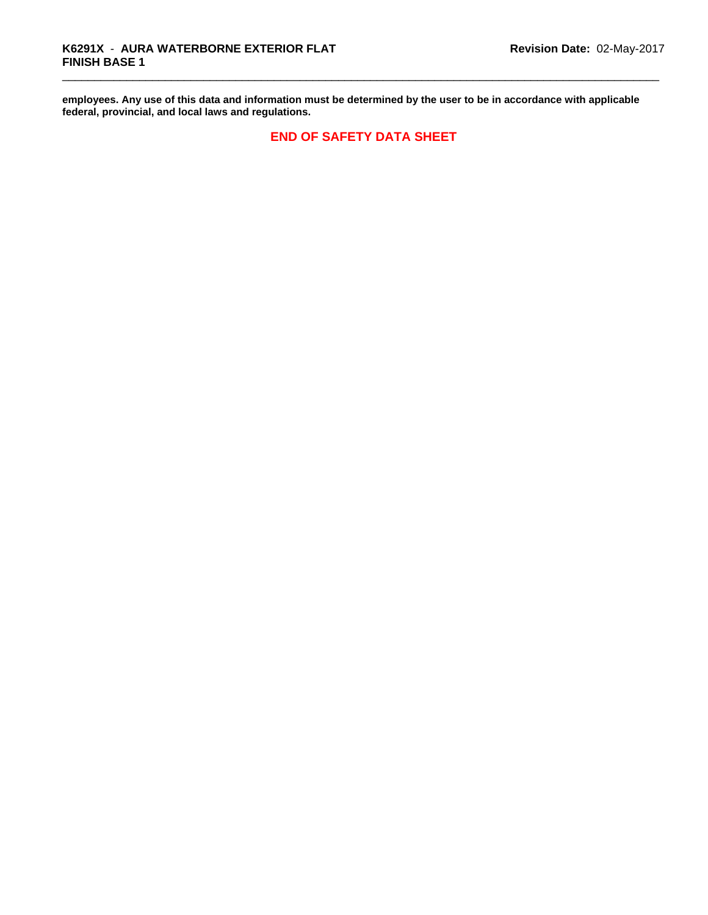**employees. Any use of this data and information must be determined by the user to be in accordance with applicable federal, provincial, and local laws and regulations.**

**END OF SAFETY DATA SHEET**